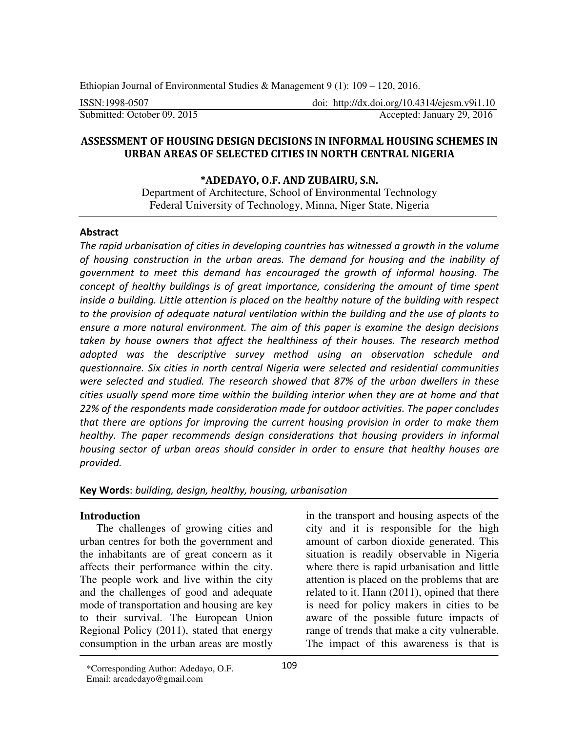Ethiopian Journal of Environmental Studies & Management 9 (1): 109 – 120, 2016.

ISSN:1998-0507 doi: http://dx.doi.org/10.4314/ejesm.v9i1.10

Submitted: October 09, 2015 Accepted: January 29, 2016

# ASSESSMENT OF HOUSING DESIGN DECISIONS IN INFORMAL HOUSING SCHEMES IN URBAN AREAS OF SELECTED CITIES IN NORTH CENTRAL NIGERIA

**\*ADEDAYO, O.F. AND ZUBAIRU, S.N.**

Department of Architecture, School of Environmental Technology
Federal University of Technology, Minna, Niger State, Nigeria

## Abstract

*The rapid urbanisation of cities in developing countries has witnessed a growth in the volume of housing construction in the urban areas. The demand for housing and the inability of government to meet this demand has encouraged the growth of informal housing. The concept of healthy buildings is of great importance, considering the amount of time spent inside a building. Little attention is placed on the healthy nature of the building with respect to the provision of adequate natural ventilation within the building and the use of plants to ensure a more natural environment. The aim of this paper is examine the design decisions taken by house owners that affect the healthiness of their houses. The research method adopted was the descriptive survey method using an observation schedule and questionnaire. Six cities in north central Nigeria were selected and residential communities were selected and studied. The research showed that 87% of the urban dwellers in these cities usually spend more time within the building interior when they are at home and that 22% of the respondents made consideration made for outdoor activities. The paper concludes that there are options for improving the current housing provision in order to make them healthy. The paper recommends design considerations that housing providers in informal housing sector of urban areas should consider in order to ensure that healthy houses are provided.*

**Key Words**: *building, design, healthy, housing, urbanisation*

## Introduction

The challenges of growing cities and urban centres for both the government and the inhabitants are of great concern as it affects their performance within the city. The people work and live within the city and the challenges of good and adequate mode of transportation and housing are key to their survival. The European Union Regional Policy (2011), stated that energy consumption in the urban areas are mostly in the transport and housing aspects of the city and it is responsible for the high amount of carbon dioxide generated. This situation is readily observable in Nigeria where there is rapid urbanisation and little attention is placed on the problems that are related to it. Hann (2011), opined that there is need for policy makers in cities to be aware of the possible future impacts of range of trends that make a city vulnerable. The impact of this awareness is that is

\*Corresponding Author: Adedayo, O.F.
Email: arcadedayo@gmail.com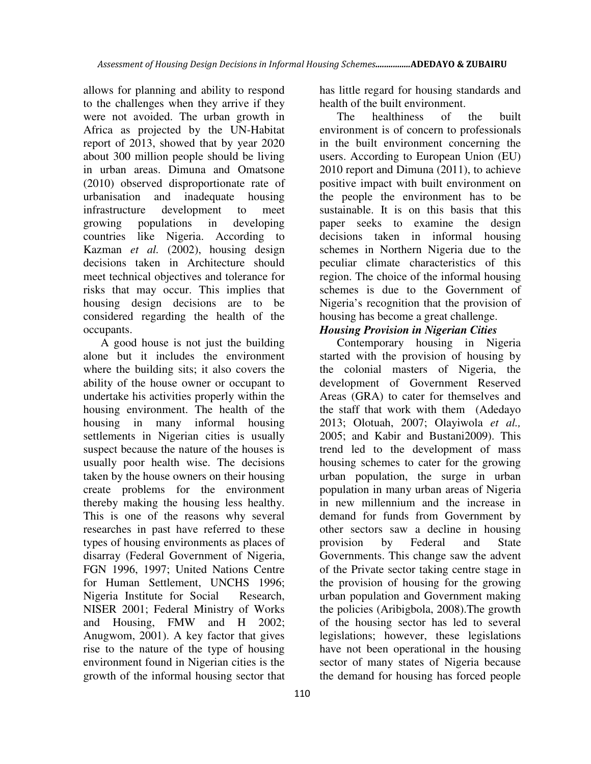allows for planning and ability to respond to the challenges when they arrive if they were not avoided. The urban growth in Africa as projected by the UN-Habitat report of 2013, showed that by year 2020 about 300 million people should be living in urban areas. Dimuna and Omatsone (2010) observed disproportionate rate of urbanisation and inadequate housing infrastructure development to meet growing populations in developing countries like Nigeria. According to Kazman *et al.* (2002), housing design decisions taken in Architecture should meet technical objectives and tolerance for risks that may occur. This implies that housing design decisions are to be considered regarding the health of the occupants.

A good house is not just the building alone but it includes the environment where the building sits; it also covers the ability of the house owner or occupant to undertake his activities properly within the housing environment. The health of the housing in many informal housing settlements in Nigerian cities is usually suspect because the nature of the houses is usually poor health wise. The decisions taken by the house owners on their housing create problems for the environment thereby making the housing less healthy. This is one of the reasons why several researches in past have referred to these types of housing environments as places of disarray (Federal Government of Nigeria, FGN 1996, 1997; United Nations Centre for Human Settlement, UNCHS 1996; Nigeria Institute for Social Research, NISER 2001; Federal Ministry of Works and Housing, FMW and H 2002; Anugwom, 2001). A key factor that gives rise to the nature of the type of housing environment found in Nigerian cities is the growth of the informal housing sector that has little regard for housing standards and health of the built environment.

The healthiness of the built environment is of concern to professionals in the built environment concerning the users. According to European Union (EU) 2010 report and Dimuna (2011), to achieve positive impact with built environment on the people the environment has to be sustainable. It is on this basis that this paper seeks to examine the design decisions taken in informal housing schemes in Northern Nigeria due to the peculiar climate characteristics of this region. The choice of the informal housing schemes is due to the Government of Nigeria's recognition that the provision of housing has become a great challenge.

***Housing Provision in Nigerian Cities***

Contemporary housing in Nigeria started with the provision of housing by the colonial masters of Nigeria, the development of Government Reserved Areas (GRA) to cater for themselves and the staff that work with them (Adedayo 2013; Olotuah, 2007; Olayiwola *et al.,* 2005; and Kabir and Bustani2009). This trend led to the development of mass housing schemes to cater for the growing urban population, the surge in urban population in many urban areas of Nigeria in new millennium and the increase in demand for funds from Government by other sectors saw a decline in housing provision by Federal and State Governments. This change saw the advent of the Private sector taking centre stage in the provision of housing for the growing urban population and Government making the policies (Aribigbola, 2008).The growth of the housing sector has led to several legislations; however, these legislations have not been operational in the housing sector of many states of Nigeria because the demand for housing has forced people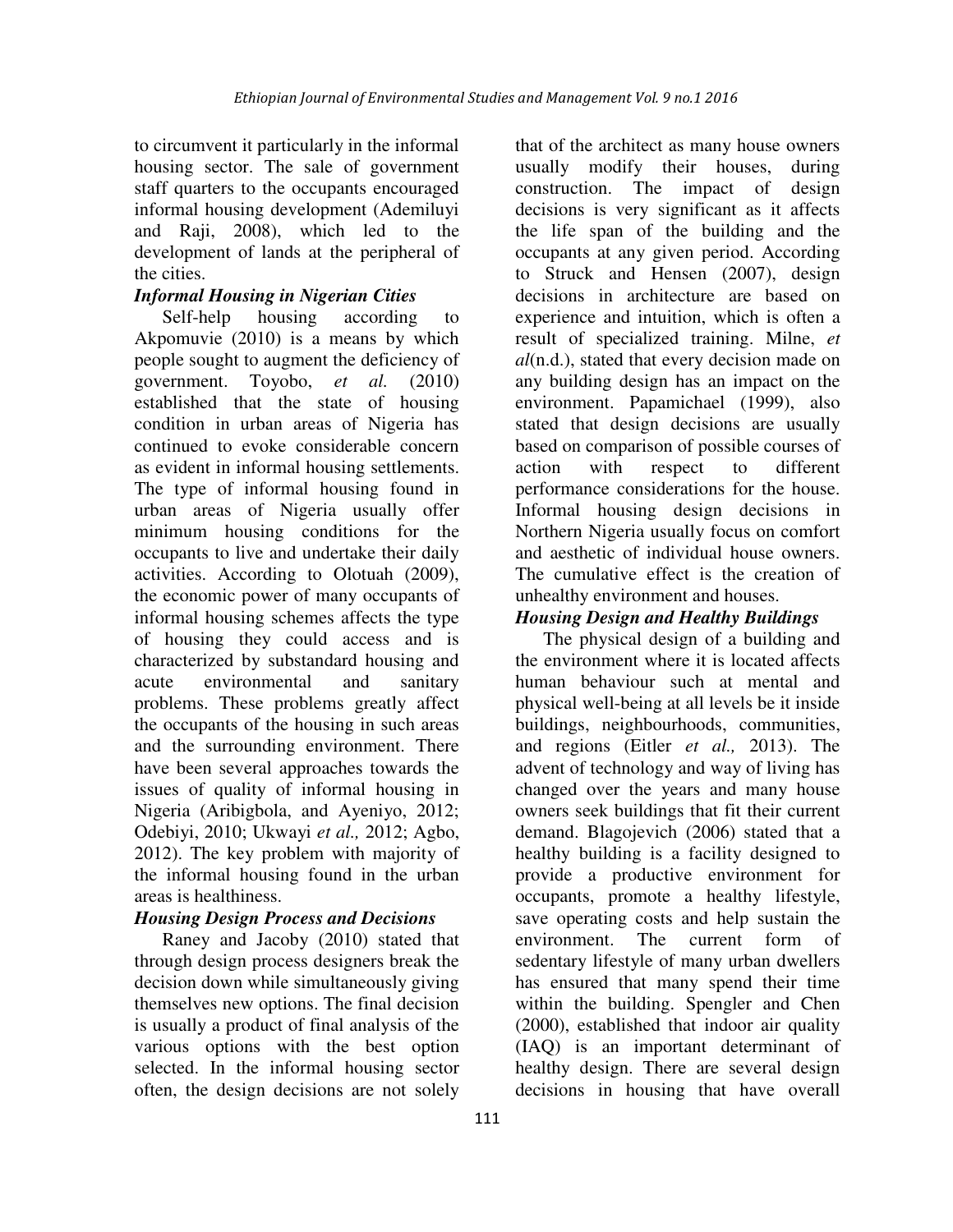to circumvent it particularly in the informal housing sector. The sale of government staff quarters to the occupants encouraged informal housing development (Ademiluyi and Raji, 2008), which led to the development of lands at the peripheral of the cities.

### *Informal Housing in Nigerian Cities*

Self-help housing according to Akpomuvie (2010) is a means by which people sought to augment the deficiency of government. Toyobo, *et al.* (2010) established that the state of housing condition in urban areas of Nigeria has continued to evoke considerable concern as evident in informal housing settlements. The type of informal housing found in urban areas of Nigeria usually offer minimum housing conditions for the occupants to live and undertake their daily activities. According to Olotuah (2009), the economic power of many occupants of informal housing schemes affects the type of housing they could access and is characterized by substandard housing and acute environmental and sanitary problems. These problems greatly affect the occupants of the housing in such areas and the surrounding environment. There have been several approaches towards the issues of quality of informal housing in Nigeria (Aribigbola, and Ayeniyo, 2012; Odebiyi, 2010; Ukwayi *et al.,* 2012; Agbo, 2012). The key problem with majority of the informal housing found in the urban areas is healthiness.

### *Housing Design Process and Decisions*

Raney and Jacoby (2010) stated that through design process designers break the decision down while simultaneously giving themselves new options. The final decision is usually a product of final analysis of the various options with the best option selected. In the informal housing sector often, the design decisions are not solely that of the architect as many house owners usually modify their houses, during construction. The impact of design decisions is very significant as it affects the life span of the building and the occupants at any given period. According to Struck and Hensen (2007), design decisions in architecture are based on experience and intuition, which is often a result of specialized training. Milne, *et al*(n.d.), stated that every decision made on any building design has an impact on the environment. Papamichael (1999), also stated that design decisions are usually based on comparison of possible courses of action with respect to different performance considerations for the house. Informal housing design decisions in Northern Nigeria usually focus on comfort and aesthetic of individual house owners. The cumulative effect is the creation of unhealthy environment and houses.

### *Housing Design and Healthy Buildings*

The physical design of a building and the environment where it is located affects human behaviour such at mental and physical well-being at all levels be it inside buildings, neighbourhoods, communities, and regions (Eitler *et al.,* 2013). The advent of technology and way of living has changed over the years and many house owners seek buildings that fit their current demand. Blagojevich (2006) stated that a healthy building is a facility designed to provide a productive environment for occupants, promote a healthy lifestyle, save operating costs and help sustain the environment. The current form of sedentary lifestyle of many urban dwellers has ensured that many spend their time within the building. Spengler and Chen (2000), established that indoor air quality (IAQ) is an important determinant of healthy design. There are several design decisions in housing that have overall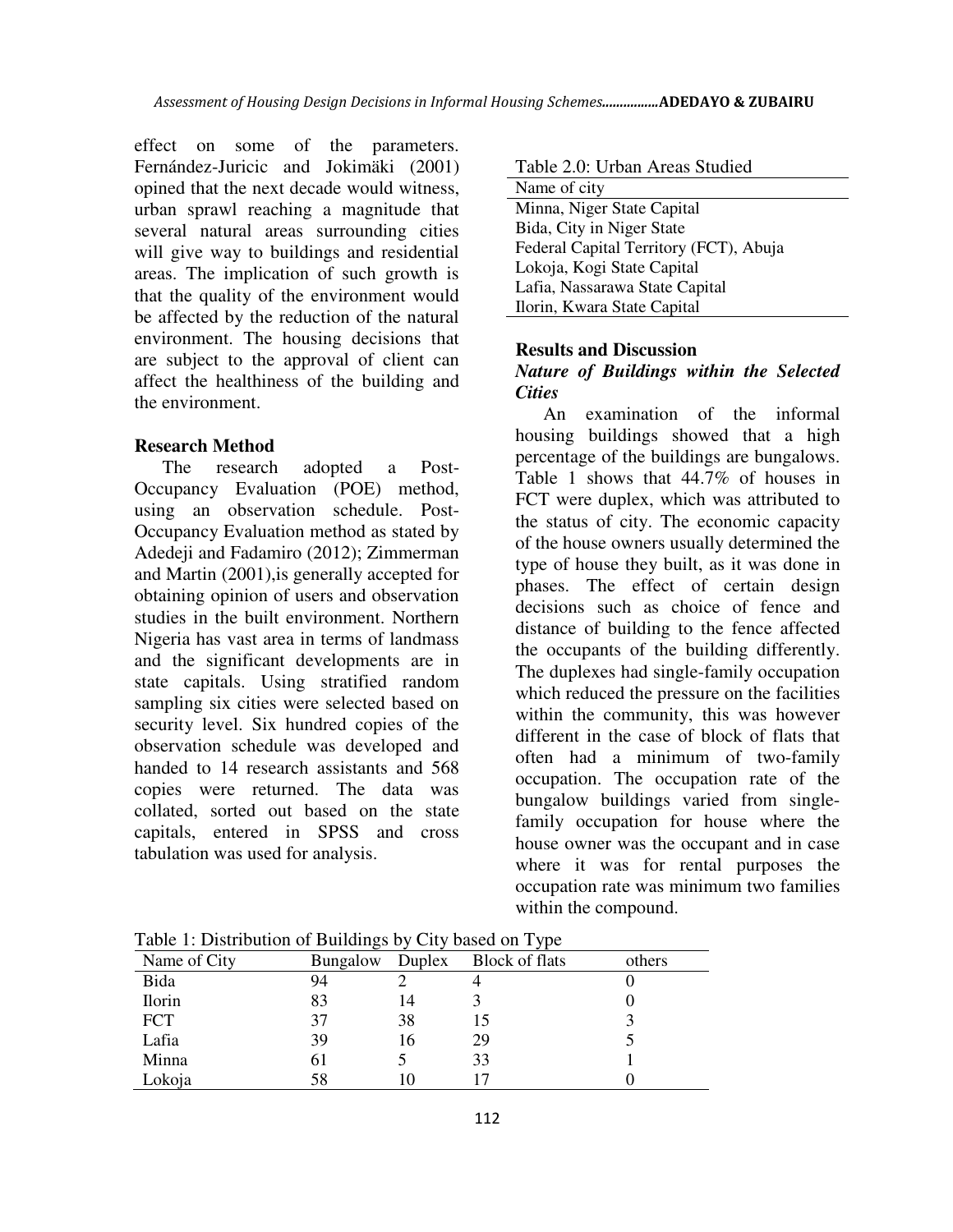effect on some of the parameters. Fernández-Juricic and Jokimäki (2001) opined that the next decade would witness, urban sprawl reaching a magnitude that several natural areas surrounding cities will give way to buildings and residential areas. The implication of such growth is that the quality of the environment would be affected by the reduction of the natural environment. The housing decisions that are subject to the approval of client can affect the healthiness of the building and the environment.

## Research Method

The research adopted a Post-Occupancy Evaluation (POE) method, using an observation schedule. Post-Occupancy Evaluation method as stated by Adedeji and Fadamiro (2012); Zimmerman and Martin (2001),is generally accepted for obtaining opinion of users and observation studies in the built environment. Northern Nigeria has vast area in terms of landmass and the significant developments are in state capitals. Using stratified random sampling six cities were selected based on security level. Six hundred copies of the observation schedule was developed and handed to 14 research assistants and 568 copies were returned. The data was collated, sorted out based on the state capitals, entered in SPSS and cross tabulation was used for analysis.

Table 2.0: Urban Areas Studied

| Name of city |
|---|
| Minna, Niger State Capital |
| Bida, City in Niger State |
| Federal Capital Territory (FCT), Abuja |
| Lokoja, Kogi State Capital |
| Lafia, Nassarawa State Capital |
| Ilorin, Kwara State Capital |

## Results and Discussion

### *Nature of Buildings within the Selected Cities*

An examination of the informal housing buildings showed that a high percentage of the buildings are bungalows. Table 1 shows that 44.7% of houses in FCT were duplex, which was attributed to the status of city. The economic capacity of the house owners usually determined the type of house they built, as it was done in phases. The effect of certain design decisions such as choice of fence and distance of building to the fence affected the occupants of the building differently. The duplexes had single-family occupation which reduced the pressure on the facilities within the community, this was however different in the case of block of flats that often had a minimum of two-family occupation. The occupation rate of the bungalow buildings varied from single-family occupation for house where the house owner was the occupant and in case where it was for rental purposes the occupation rate was minimum two families within the compound.

Table 1: Distribution of Buildings by City based on Type

| Name of City | Bungalow | Duplex | Block of flats | others |
|---|---|---|---|---|
| Bida | 94 | 2 | 4 | 0 |
| Ilorin | 83 | 14 | 3 | 0 |
| FCT | 37 | 38 | 15 | 3 |
| Lafia | 39 | 16 | 29 | 5 |
| Minna | 61 | 5 | 33 | 1 |
| Lokoja | 58 | 10 | 17 | 0 |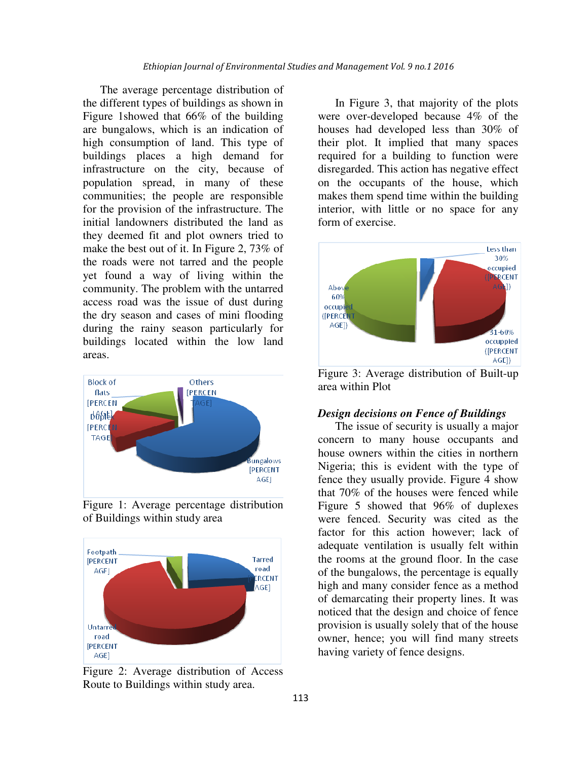The average percentage distribution of the different types of buildings as shown in Figure 1showed that 66% of the building are bungalows, which is an indication of high consumption of land. This type of buildings places a high demand for infrastructure on the city, because of population spread, in many of these communities; the people are responsible for the provision of the infrastructure. The initial landowners distributed the land as they deemed fit and plot owners tried to make the best out of it. In Figure 2, 73% of the roads were not tarred and the people yet found a way of living within the community. The problem with the untarred access road was the issue of dust during the dry season and cases of mini flooding during the rainy season particularly for buildings located within the low land areas.

Figure 1: Average percentage distribution of Buildings within study area

Figure 2: Average distribution of Access Route to Buildings within study area.

In Figure 3, that majority of the plots were over-developed because 4% of the houses had developed less than 30% of their plot. It implied that many spaces required for a building to function were disregarded. This action has negative effect on the occupants of the house, which makes them spend time within the building interior, with little or no space for any form of exercise.

Figure 3: Average distribution of Built-up area within Plot

### *Design decisions on Fence of Buildings*

The issue of security is usually a major concern to many house occupants and house owners within the cities in northern Nigeria; this is evident with the type of fence they usually provide. Figure 4 show that 70% of the houses were fenced while Figure 5 showed that 96% of duplexes were fenced. Security was cited as the factor for this action however; lack of adequate ventilation is usually felt within the rooms at the ground floor. In the case of the bungalows, the percentage is equally high and many consider fence as a method of demarcating their property lines. It was noticed that the design and choice of fence provision is usually solely that of the house owner, hence; you will find many streets having variety of fence designs.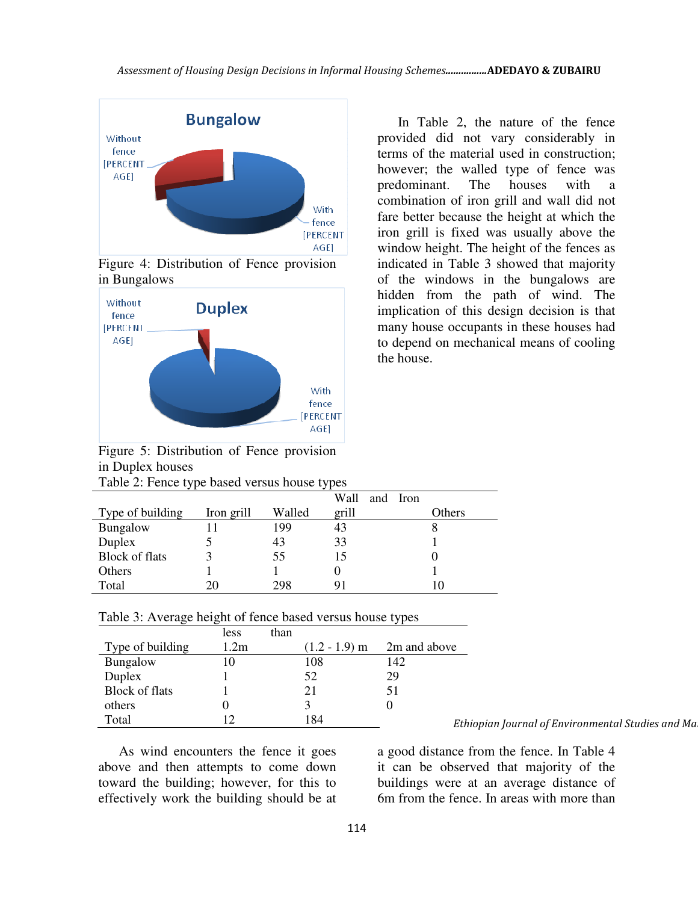Figure 4: Distribution of Fence provision in Bungalows

Figure 5: Distribution of Fence provision in Duplex houses

In Table 2, the nature of the fence provided did not vary considerably in terms of the material used in construction; however; the walled type of fence was predominant. The houses with a combination of iron grill and wall did not fare better because the height at which the iron grill is fixed was usually above the window height. The height of the fences as indicated in Table 3 showed that majority of the windows in the bungalows are hidden from the path of wind. The implication of this design decision is that many house occupants in these houses had to depend on mechanical means of cooling the house.

Table 2: Fence type based versus house types

| Type of building | Iron grill | Walled | Wall and Iron grill | Others |
|---|---|---|---|---|
| Bungalow | 11 | 199 | 43 | 8 |
| Duplex | 5 | 43 | 33 | 1 |
| Block of flats | 3 | 55 | 15 | 0 |
| Others | 1 | 1 | 0 | 1 |
| Total | 20 | 298 | 91 | 10 |

Table 3: Average height of fence based versus house types

| Type of building | less than 1.2m | (1.2 - 1.9) m | 2m and above |
|---|---|---|---|
| Bungalow | 10 | 108 | 142 |
| Duplex | 1 | 52 | 29 |
| Block of flats | 1 | 21 | 51 |
| others | 0 | 3 | 0 |
| Total | 12 | 184 | |

As wind encounters the fence it goes above and then attempts to come down toward the building; however, for this to effectively work the building should be at a good distance from the fence. In Table 4 it can be observed that majority of the buildings were at an average distance of 6m from the fence. In areas with more than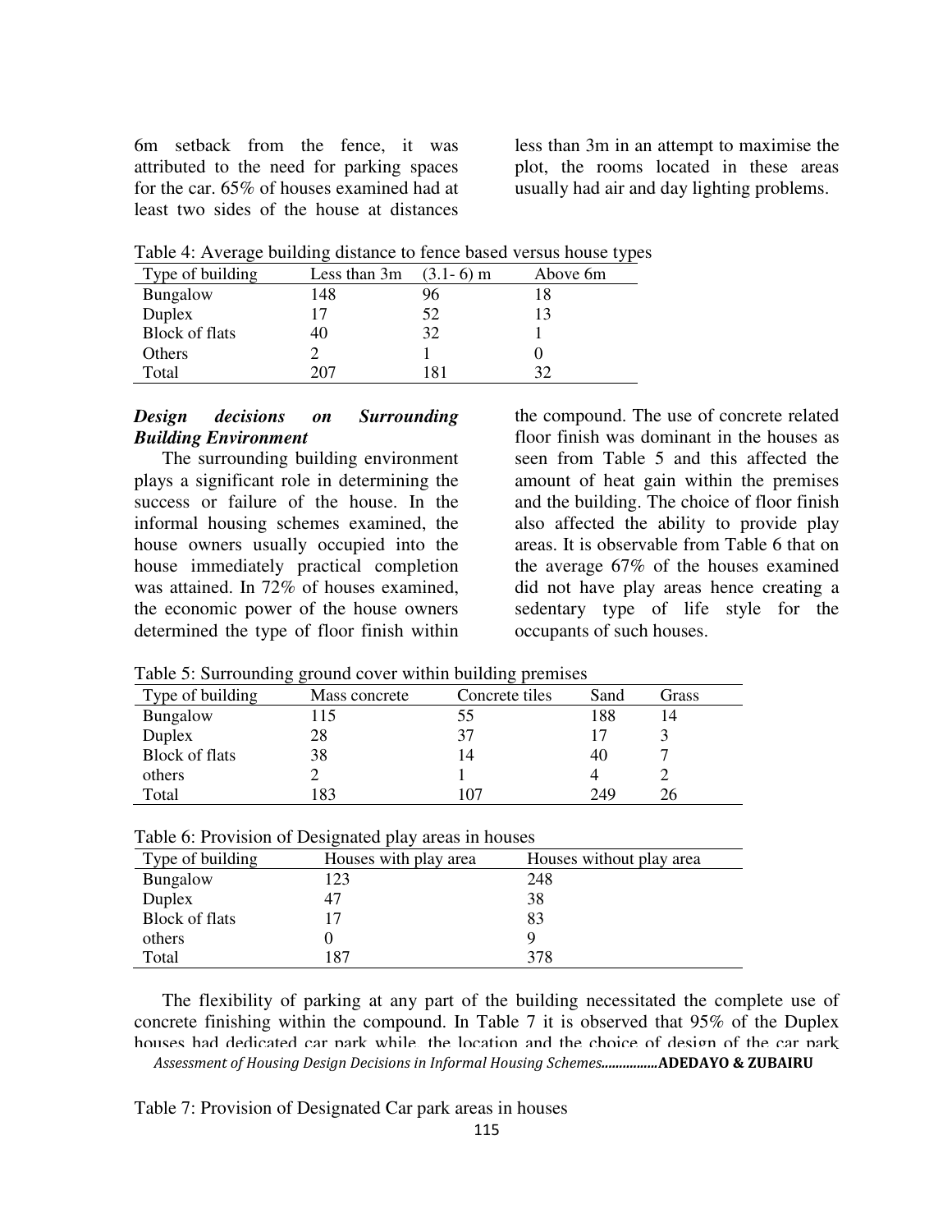6m setback from the fence, it was attributed to the need for parking spaces for the car. 65% of houses examined had at least two sides of the house at distances less than 3m in an attempt to maximise the plot, the rooms located in these areas usually had air and day lighting problems.

Table 4: Average building distance to fence based versus house types

| Type of building | Less than 3m | (3.1- 6) m | Above 6m |
|---|---|---|---|
| Bungalow | 148 | 96 | 18 |
| Duplex | 17 | 52 | 13 |
| Block of flats | 40 | 32 | 1 |
| Others | 2 | 1 | 0 |
| Total | 207 | 181 | 32 |

***Design decisions on Surrounding Building Environment***

The surrounding building environment plays a significant role in determining the success or failure of the house. In the informal housing schemes examined, the house owners usually occupied into the house immediately practical completion was attained. In 72% of houses examined, the economic power of the house owners determined the type of floor finish within the compound. The use of concrete related floor finish was dominant in the houses as seen from Table 5 and this affected the amount of heat gain within the premises and the building. The choice of floor finish also affected the ability to provide play areas. It is observable from Table 6 that on the average 67% of the houses examined did not have play areas hence creating a sedentary type of life style for the occupants of such houses.

Table 5: Surrounding ground cover within building premises

| Type of building | Mass concrete | Concrete tiles | Sand | Grass |
|---|---|---|---|---|
| Bungalow | 115 | 55 | 188 | 14 |
| Duplex | 28 | 37 | 17 | 3 |
| Block of flats | 38 | 14 | 40 | 7 |
| others | 2 | 1 | 4 | 2 |
| Total | 183 | 107 | 249 | 26 |

Table 6: Provision of Designated play areas in houses

| Type of building | Houses with play area | Houses without play area |
|---|---|---|
| Bungalow | 123 | 248 |
| Duplex | 47 | 38 |
| Block of flats | 17 | 83 |
| others | 0 | 9 |
| Total | 187 | 378 |

The flexibility of parking at any part of the building necessitated the complete use of concrete finishing within the compound. In Table 7 it is observed that 95% of the Duplex houses had dedicated car park while, the location and the choice of design of the car park

Table 7: Provision of Designated Car park areas in houses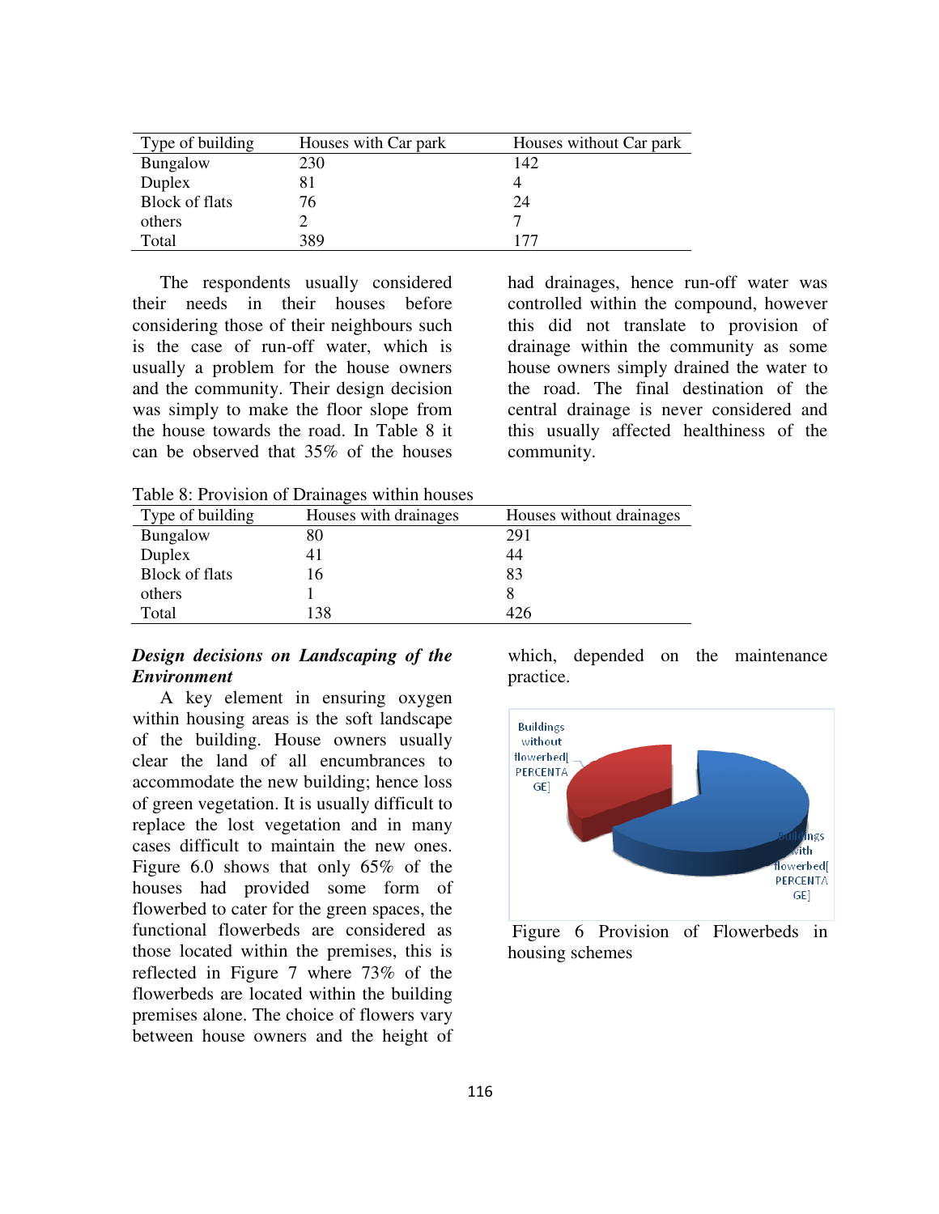| Type of building | Houses with Car park | Houses without Car park |
|---|---|---|
| Bungalow | 230 | 142 |
| Duplex | 81 | 4 |
| Block of flats | 76 | 24 |
| others | 2 | 7 |
| Total | 389 | 177 |

The respondents usually considered their needs in their houses before considering those of their neighbours such is the case of run-off water, which is usually a problem for the house owners and the community. Their design decision was simply to make the floor slope from the house towards the road. In Table 8 it can be observed that 35% of the houses had drainages, hence run-off water was controlled within the compound, however this did not translate to provision of drainage within the community as some house owners simply drained the water to the road. The final destination of the central drainage is never considered and this usually affected healthiness of the community.

Table 8: Provision of Drainages within houses

| Type of building | Houses with drainages | Houses without drainages |
|---|---|---|
| Bungalow | 80 | 291 |
| Duplex | 41 | 44 |
| Block of flats | 16 | 83 |
| others | 1 | 8 |
| Total | 138 | 426 |

***Design decisions on Landscaping of the Environment***

A key element in ensuring oxygen within housing areas is the soft landscape of the building. House owners usually clear the land of all encumbrances to accommodate the new building; hence loss of green vegetation. It is usually difficult to replace the lost vegetation and in many cases difficult to maintain the new ones. Figure 6.0 shows that only 65% of the houses had provided some form of flowerbed to cater for the green spaces, the functional flowerbeds are considered as those located within the premises, this is reflected in Figure 7 where 73% of the flowerbeds are located within the building premises alone. The choice of flowers vary between house owners and the height of which, depended on the maintenance practice.

Figure 6 Provision of Flowerbeds in housing schemes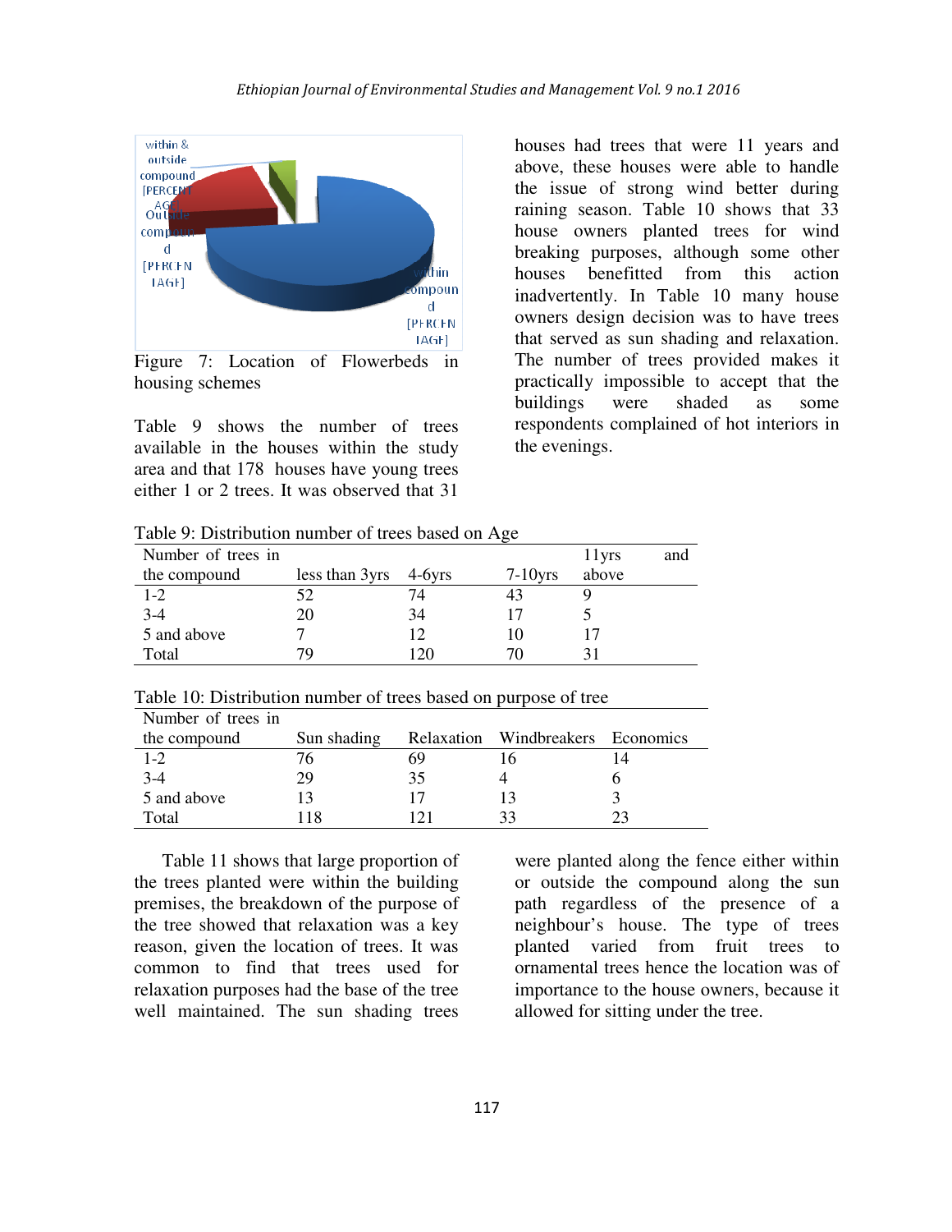Figure 7: Location of Flowerbeds in housing schemes

Table 9 shows the number of trees available in the houses within the study area and that 178 houses have young trees either 1 or 2 trees. It was observed that 31 houses had trees that were 11 years and above, these houses were able to handle the issue of strong wind better during raining season. Table 10 shows that 33 house owners planted trees for wind breaking purposes, although some other houses benefitted from this action inadvertently. In Table 10 many house owners design decision was to have trees that served as sun shading and relaxation. The number of trees provided makes it practically impossible to accept that the buildings were shaded as some respondents complained of hot interiors in the evenings.

Table 9: Distribution number of trees based on Age

| Number of trees in the compound | less than 3yrs | 4-6yrs | 7-10yrs | 11yrs and above |
|---|---|---|---|---|
| 1-2 | 52 | 74 | 43 | 9 |
| 3-4 | 20 | 34 | 17 | 5 |
| 5 and above | 7 | 12 | 10 | 17 |
| Total | 79 | 120 | 70 | 31 |

Table 10: Distribution number of trees based on purpose of tree

| Number of trees in the compound | Sun shading | Relaxation | Windbreakers | Economics |
|---|---|---|---|---|
| 1-2 | 76 | 69 | 16 | 14 |
| 3-4 | 29 | 35 | 4 | 6 |
| 5 and above | 13 | 17 | 13 | 3 |
| Total | 118 | 121 | 33 | 23 |

Table 11 shows that large proportion of the trees planted were within the building premises, the breakdown of the purpose of the tree showed that relaxation was a key reason, given the location of trees. It was common to find that trees used for relaxation purposes had the base of the tree well maintained. The sun shading trees were planted along the fence either within or outside the compound along the sun path regardless of the presence of a neighbour's house. The type of trees planted varied from fruit trees to ornamental trees hence the location was of importance to the house owners, because it allowed for sitting under the tree.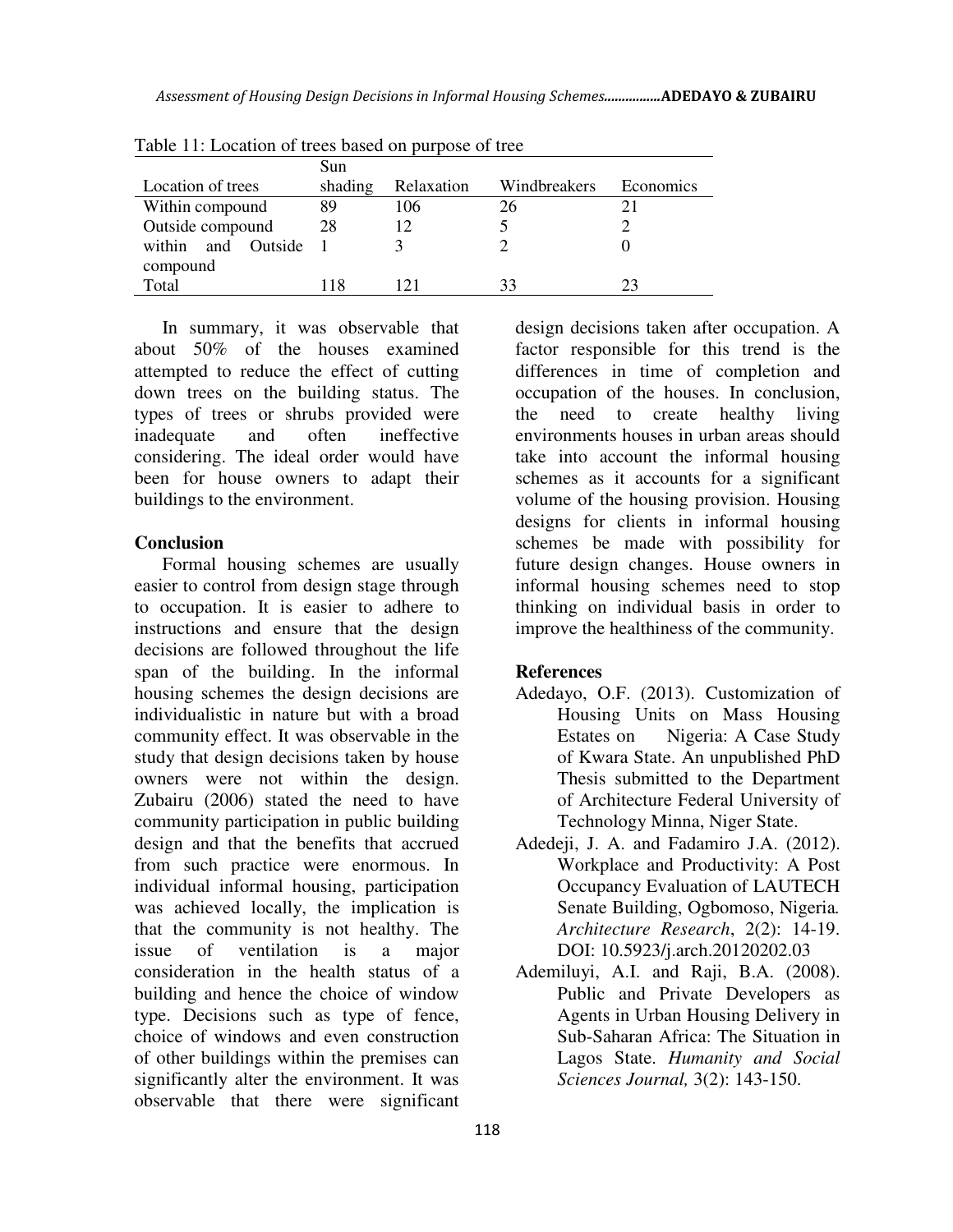Table 11: Location of trees based on purpose of tree

| Location of trees | Sun shading | Relaxation | Windbreakers | Economics |
|---|---|---|---|---|
| Within compound | 89 | 106 | 26 | 21 |
| Outside compound | 28 | 12 | 5 | 2 |
| within and Outside compound | 1 | 3 | 2 | 0 |
| Total | 118 | 121 | 33 | 23 |

In summary, it was observable that about 50% of the houses examined attempted to reduce the effect of cutting down trees on the building status. The types of trees or shrubs provided were inadequate and often ineffective considering. The ideal order would have been for house owners to adapt their buildings to the environment.

## Conclusion

Formal housing schemes are usually easier to control from design stage through to occupation. It is easier to adhere to instructions and ensure that the design decisions are followed throughout the life span of the building. In the informal housing schemes the design decisions are individualistic in nature but with a broad community effect. It was observable in the study that design decisions taken by house owners were not within the design. Zubairu (2006) stated the need to have community participation in public building design and that the benefits that accrued from such practice were enormous. In individual informal housing, participation was achieved locally, the implication is that the community is not healthy. The issue of ventilation is a major consideration in the health status of a building and hence the choice of window type. Decisions such as type of fence, choice of windows and even construction of other buildings within the premises can significantly alter the environment. It was observable that there were significant design decisions taken after occupation. A factor responsible for this trend is the differences in time of completion and occupation of the houses. In conclusion, the need to create healthy living environments houses in urban areas should take into account the informal housing schemes as it accounts for a significant volume of the housing provision. Housing designs for clients in informal housing schemes be made with possibility for future design changes. House owners in informal housing schemes need to stop thinking on individual basis in order to improve the healthiness of the community.

## References

Adedayo, O.F. (2013). Customization of Housing Units on Mass Housing Estates on Nigeria: A Case Study of Kwara State. An unpublished PhD Thesis submitted to the Department of Architecture Federal University of Technology Minna, Niger State.

Adedeji, J. A. and Fadamiro J.A. (2012). Workplace and Productivity: A Post Occupancy Evaluation of LAUTECH Senate Building, Ogbomoso, Nigeria. *Architecture Research*, 2(2): 14-19. DOI: 10.5923/j.arch.20120202.03

Ademiluyi, A.I. and Raji, B.A. (2008). Public and Private Developers as Agents in Urban Housing Delivery in Sub-Saharan Africa: The Situation in Lagos State. *Humanity and Social Sciences Journal,* 3(2): 143-150.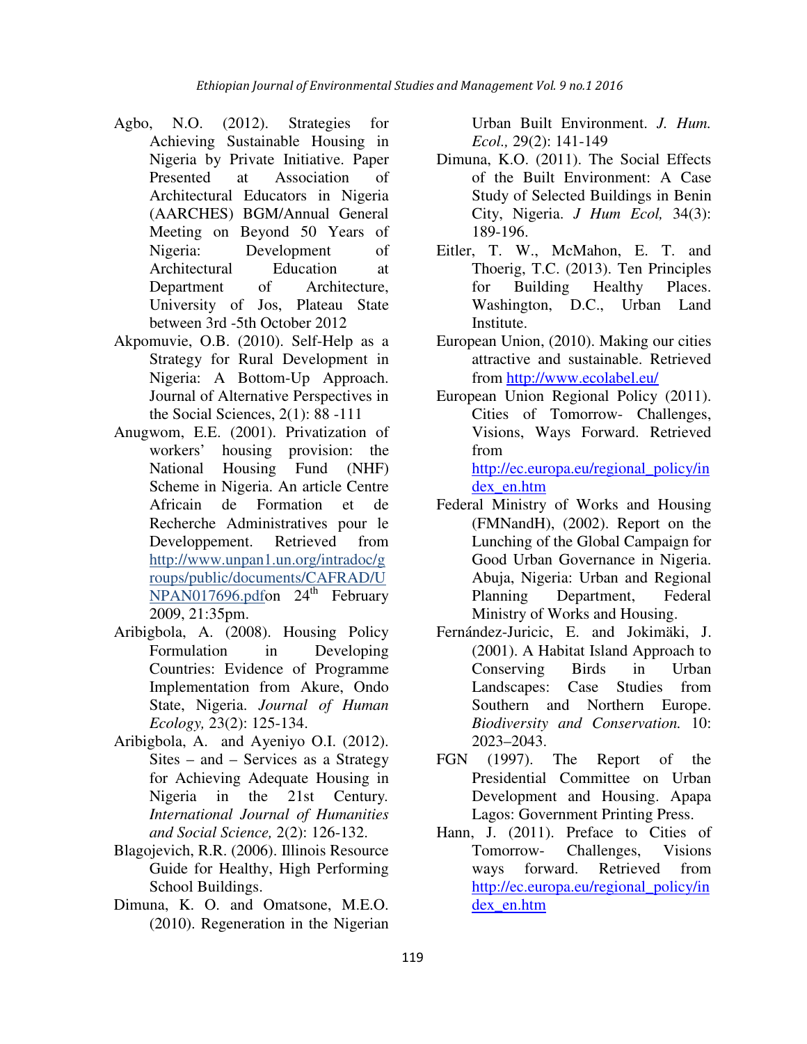Agbo, N.O. (2012). Strategies for Achieving Sustainable Housing in Nigeria by Private Initiative. Paper Presented at Association of Architectural Educators in Nigeria (AARCHES) BGM/Annual General Meeting on Beyond 50 Years of Nigeria: Development of Architectural Education at Department of Architecture, University of Jos, Plateau State between 3rd -5th October 2012

Akpomuvie, O.B. (2010). Self-Help as a Strategy for Rural Development in Nigeria: A Bottom-Up Approach. Journal of Alternative Perspectives in the Social Sciences, 2(1): 88 -111

Anugwom, E.E. (2001). Privatization of workers' housing provision: the National Housing Fund (NHF) Scheme in Nigeria. An article Centre Africain de Formation et de Recherche Administratives pour le Developpement. Retrieved from http://www.unpan1.un.org/intradoc/groups/public/documents/CAFRAD/UNPAN017696.pdfon 24th February 2009, 21:35pm.

Aribigbola, A. (2008). Housing Policy Formulation in Developing Countries: Evidence of Programme Implementation from Akure, Ondo State, Nigeria. *Journal of Human Ecology,* 23(2): 125-134.

Aribigbola, A. and Ayeniyo O.I. (2012). Sites – and – Services as a Strategy for Achieving Adequate Housing in Nigeria in the 21st Century. *International Journal of Humanities and Social Science,* 2(2): 126-132.

Blagojevich, R.R. (2006). Illinois Resource Guide for Healthy, High Performing School Buildings.

Dimuna, K. O. and Omatsone, M.E.O. (2010). Regeneration in the Nigerian Urban Built Environment. *J. Hum. Ecol.,* 29(2): 141-149

Dimuna, K.O. (2011). The Social Effects of the Built Environment: A Case Study of Selected Buildings in Benin City, Nigeria. *J Hum Ecol,* 34(3): 189-196.

Eitler, T. W., McMahon, E. T. and Thoerig, T.C. (2013). Ten Principles for Building Healthy Places. Washington, D.C., Urban Land Institute.

European Union, (2010). Making our cities attractive and sustainable. Retrieved from http://www.ecolabel.eu/

European Union Regional Policy (2011). Cities of Tomorrow- Challenges, Visions, Ways Forward. Retrieved from http://ec.europa.eu/regional_policy/index_en.htm

Federal Ministry of Works and Housing (FMNandH), (2002). Report on the Lunching of the Global Campaign for Good Urban Governance in Nigeria. Abuja, Nigeria: Urban and Regional Planning Department, Federal Ministry of Works and Housing.

Fernández-Juricic, E. and Jokimäki, J. (2001). A Habitat Island Approach to Conserving Birds in Urban Landscapes: Case Studies from Southern and Northern Europe. *Biodiversity and Conservation.* 10: 2023–2043.

FGN (1997). The Report of the Presidential Committee on Urban Development and Housing. Apapa Lagos: Government Printing Press.

Hann, J. (2011). Preface to Cities of Tomorrow- Challenges, Visions ways forward. Retrieved from http://ec.europa.eu/regional_policy/index_en.htm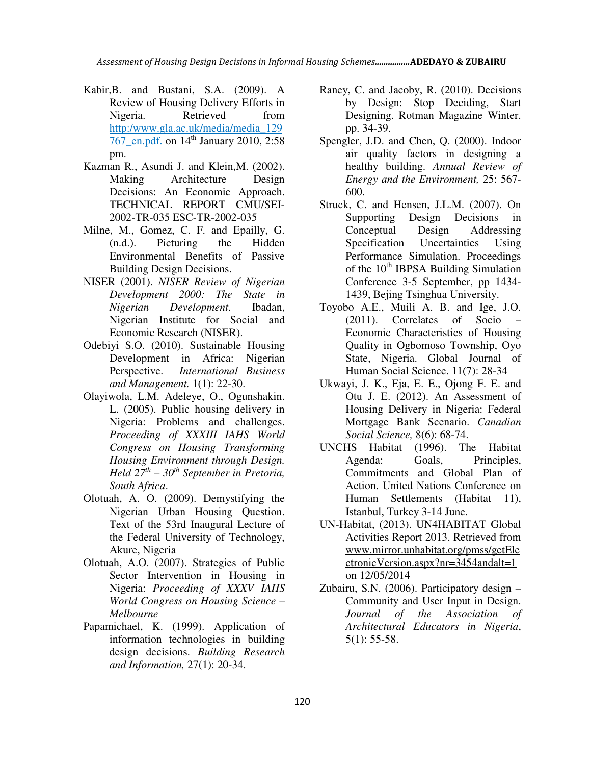Kabir,B. and Bustani, S.A. (2009). A Review of Housing Delivery Efforts in Nigeria. Retrieved from http:/www.gla.ac.uk/media/media_129767_en.pdf. on 14th January 2010, 2:58 pm.

Kazman R., Asundi J. and Klein,M. (2002). Making Architecture Design Decisions: An Economic Approach. TECHNICAL REPORT CMU/SEI-2002-TR-035 ESC-TR-2002-035

Milne, M., Gomez, C. F. and Epailly, G. (n.d.). Picturing the Hidden Environmental Benefits of Passive Building Design Decisions.

NISER (2001). *NISER Review of Nigerian Development 2000: The State in Nigerian Development*. Ibadan, Nigerian Institute for Social and Economic Research (NISER).

Odebiyi S.O. (2010). Sustainable Housing Development in Africa: Nigerian Perspective. *International Business and Management.* 1(1): 22-30.

Olayiwola, L.M. Adeleye, O., Ogunshakin. L. (2005). Public housing delivery in Nigeria: Problems and challenges. *Proceeding of XXXIII IAHS World Congress on Housing Transforming Housing Environment through Design. Held 27th – 30th September in Pretoria, South Africa*.

Olotuah, A. O. (2009). Demystifying the Nigerian Urban Housing Question. Text of the 53rd Inaugural Lecture of the Federal University of Technology, Akure, Nigeria

Olotuah, A.O. (2007). Strategies of Public Sector Intervention in Housing in Nigeria: *Proceeding of XXXV IAHS World Congress on Housing Science – Melbourne*

Papamichael, K. (1999). Application of information technologies in building design decisions. *Building Research and Information,* 27(1): 20-34.

Raney, C. and Jacoby, R. (2010). Decisions by Design: Stop Deciding, Start Designing. Rotman Magazine Winter. pp. 34-39.

Spengler, J.D. and Chen, Q. (2000). Indoor air quality factors in designing a healthy building. *Annual Review of Energy and the Environment,* 25: 567-600.

Struck, C. and Hensen, J.L.M. (2007). On Supporting Design Decisions in Conceptual Design Addressing Specification Uncertainties Using Performance Simulation. Proceedings of the 10th IBPSA Building Simulation Conference 3-5 September, pp 1434-1439, Bejing Tsinghua University.

Toyobo A.E., Muili A. B. and Ige, J.O. (2011). Correlates of Socio – Economic Characteristics of Housing Quality in Ogbomoso Township, Oyo State, Nigeria. Global Journal of Human Social Science. 11(7): 28-34

Ukwayi, J. K., Eja, E. E., Ojong F. E. and Otu J. E. (2012). An Assessment of Housing Delivery in Nigeria: Federal Mortgage Bank Scenario. *Canadian Social Science,* 8(6): 68-74.

UNCHS Habitat (1996). The Habitat Agenda: Goals, Principles, Commitments and Global Plan of Action. United Nations Conference on Human Settlements (Habitat 11), Istanbul, Turkey 3-14 June.

UN-Habitat, (2013). UN4HABITAT Global Activities Report 2013. Retrieved from www.mirror.unhabitat.org/pmss/getElectronicVersion.aspx?nr=3454andalt=1 on 12/05/2014

Zubairu, S.N. (2006). Participatory design – Community and User Input in Design. *Journal of the Association of Architectural Educators in Nigeria*, 5(1): 55-58.